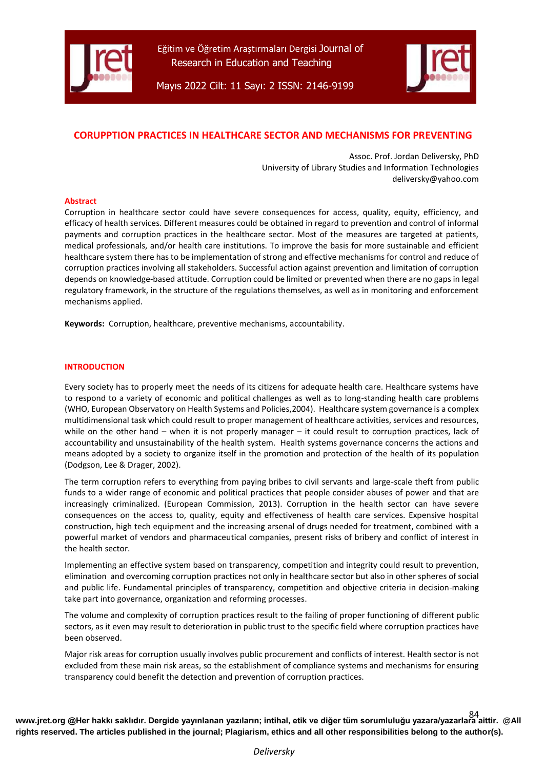# CORUPPTION PRACTICES IN HEALTHCARE SECTOR AND MECHANISMS FOR PREVENTING

Assoc. Prof. Jordan Deliversky, PhD
University of Library Studies and Information Technologies
deliversky@yahoo.com

## Abstract

Corruption in healthcare sector could have severe consequences for access, quality, equity, efficiency, and efficacy of health services. Different measures could be obtained in regard to prevention and control of informal payments and corruption practices in the healthcare sector. Most of the measures are targeted at patients, medical professionals, and/or health care institutions. To improve the basis for more sustainable and efficient healthcare system there has to be implementation of strong and effective mechanisms for control and reduce of corruption practices involving all stakeholders. Successful action against prevention and limitation of corruption depends on knowledge-based attitude. Corruption could be limited or prevented when there are no gaps in legal regulatory framework, in the structure of the regulations themselves, as well as in monitoring and enforcement mechanisms applied.

**Keywords:** Corruption, healthcare, preventive mechanisms, accountability.

## INTRODUCTION

Every society has to properly meet the needs of its citizens for adequate health care. Healthcare systems have to respond to a variety of economic and political challenges as well as to long-standing health care problems (WHO, European Observatory on Health Systems and Policies,2004). Healthcare system governance is a complex multidimensional task which could result to proper management of healthcare activities, services and resources, while on the other hand – when it is not properly manager – it could result to corruption practices, lack of accountability and unsustainability of the health system. Health systems governance concerns the actions and means adopted by a society to organize itself in the promotion and protection of the health of its population (Dodgson, Lee & Drager, 2002).

The term corruption refers to everything from paying bribes to civil servants and large-scale theft from public funds to a wider range of economic and political practices that people consider abuses of power and that are increasingly criminalized. (European Commission, 2013). Corruption in the health sector can have severe consequences on the access to, quality, equity and effectiveness of health care services. Expensive hospital construction, high tech equipment and the increasing arsenal of drugs needed for treatment, combined with a powerful market of vendors and pharmaceutical companies, present risks of bribery and conflict of interest in the health sector.

Implementing an effective system based on transparency, competition and integrity could result to prevention, elimination and overcoming corruption practices not only in healthcare sector but also in other spheres of social and public life. Fundamental principles of transparency, competition and objective criteria in decision-making take part into governance, organization and reforming processes.

The volume and complexity of corruption practices result to the failing of proper functioning of different public sectors, as it even may result to deterioration in public trust to the specific field where corruption practices have been observed.

Major risk areas for corruption usually involves public procurement and conflicts of interest. Health sector is not excluded from these main risk areas, so the establishment of compliance systems and mechanisms for ensuring transparency could benefit the detection and prevention of corruption practices.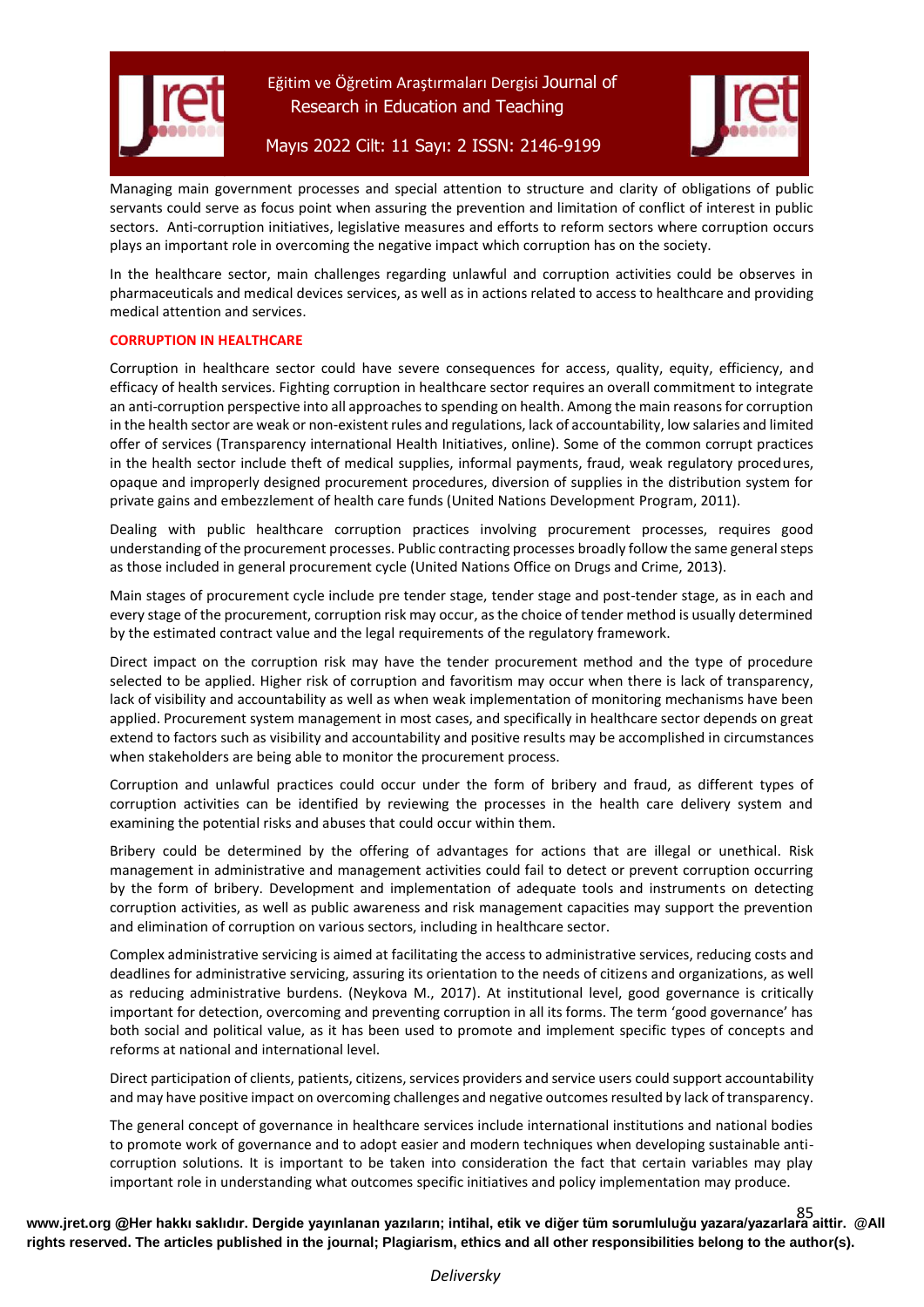Managing main government processes and special attention to structure and clarity of obligations of public servants could serve as focus point when assuring the prevention and limitation of conflict of interest in public sectors. Anti-corruption initiatives, legislative measures and efforts to reform sectors where corruption occurs plays an important role in overcoming the negative impact which corruption has on the society.

In the healthcare sector, main challenges regarding unlawful and corruption activities could be observes in pharmaceuticals and medical devices services, as well as in actions related to access to healthcare and providing medical attention and services.

## CORRUPTION IN HEALTHCARE

Corruption in healthcare sector could have severe consequences for access, quality, equity, efficiency, and efficacy of health services. Fighting corruption in healthcare sector requires an overall commitment to integrate an anti-corruption perspective into all approaches to spending on health. Among the main reasons for corruption in the health sector are weak or non-existent rules and regulations, lack of accountability, low salaries and limited offer of services (Transparency international Health Initiatives, online). Some of the common corrupt practices in the health sector include theft of medical supplies, informal payments, fraud, weak regulatory procedures, opaque and improperly designed procurement procedures, diversion of supplies in the distribution system for private gains and embezzlement of health care funds (United Nations Development Program, 2011).

Dealing with public healthcare corruption practices involving procurement processes, requires good understanding of the procurement processes. Public contracting processes broadly follow the same general steps as those included in general procurement cycle (United Nations Office on Drugs and Crime, 2013).

Main stages of procurement cycle include pre tender stage, tender stage and post-tender stage, as in each and every stage of the procurement, corruption risk may occur, as the choice of tender method is usually determined by the estimated contract value and the legal requirements of the regulatory framework.

Direct impact on the corruption risk may have the tender procurement method and the type of procedure selected to be applied. Higher risk of corruption and favoritism may occur when there is lack of transparency, lack of visibility and accountability as well as when weak implementation of monitoring mechanisms have been applied. Procurement system management in most cases, and specifically in healthcare sector depends on great extend to factors such as visibility and accountability and positive results may be accomplished in circumstances when stakeholders are being able to monitor the procurement process.

Corruption and unlawful practices could occur under the form of bribery and fraud, as different types of corruption activities can be identified by reviewing the processes in the health care delivery system and examining the potential risks and abuses that could occur within them.

Bribery could be determined by the offering of advantages for actions that are illegal or unethical. Risk management in administrative and management activities could fail to detect or prevent corruption occurring by the form of bribery. Development and implementation of adequate tools and instruments on detecting corruption activities, as well as public awareness and risk management capacities may support the prevention and elimination of corruption on various sectors, including in healthcare sector.

Complex administrative servicing is aimed at facilitating the access to administrative services, reducing costs and deadlines for administrative servicing, assuring its orientation to the needs of citizens and organizations, as well as reducing administrative burdens. (Neykova M., 2017). At institutional level, good governance is critically important for detection, overcoming and preventing corruption in all its forms. The term 'good governance' has both social and political value, as it has been used to promote and implement specific types of concepts and reforms at national and international level.

Direct participation of clients, patients, citizens, services providers and service users could support accountability and may have positive impact on overcoming challenges and negative outcomes resulted by lack of transparency.

The general concept of governance in healthcare services include international institutions and national bodies to promote work of governance and to adopt easier and modern techniques when developing sustainable anti-corruption solutions. It is important to be taken into consideration the fact that certain variables may play important role in understanding what outcomes specific initiatives and policy implementation may produce.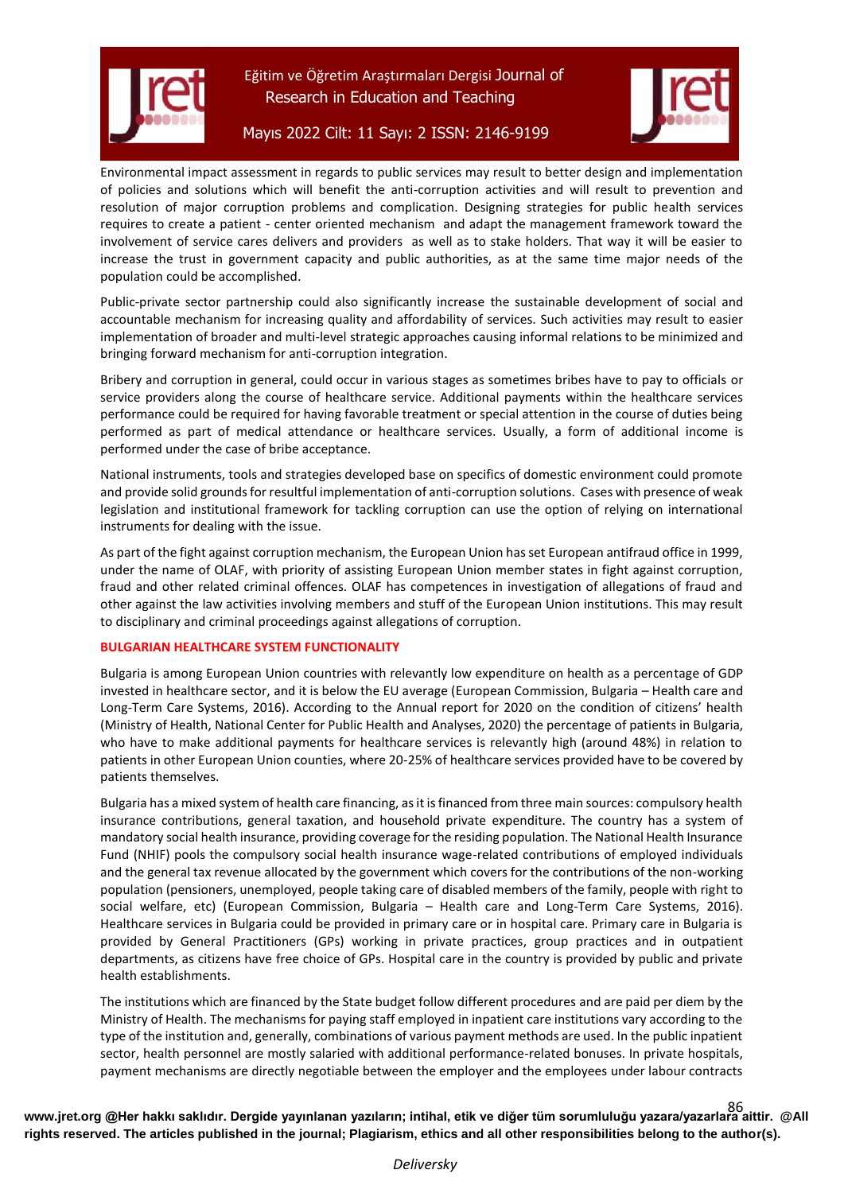Environmental impact assessment in regards to public services may result to better design and implementation of policies and solutions which will benefit the anti-corruption activities and will result to prevention and resolution of major corruption problems and complication. Designing strategies for public health services requires to create a patient - center oriented mechanism and adapt the management framework toward the involvement of service cares delivers and providers as well as to stake holders. That way it will be easier to increase the trust in government capacity and public authorities, as at the same time major needs of the population could be accomplished.

Public-private sector partnership could also significantly increase the sustainable development of social and accountable mechanism for increasing quality and affordability of services. Such activities may result to easier implementation of broader and multi-level strategic approaches causing informal relations to be minimized and bringing forward mechanism for anti-corruption integration.

Bribery and corruption in general, could occur in various stages as sometimes bribes have to pay to officials or service providers along the course of healthcare service. Additional payments within the healthcare services performance could be required for having favorable treatment or special attention in the course of duties being performed as part of medical attendance or healthcare services. Usually, a form of additional income is performed under the case of bribe acceptance.

National instruments, tools and strategies developed base on specifics of domestic environment could promote and provide solid grounds for resultful implementation of anti-corruption solutions. Cases with presence of weak legislation and institutional framework for tackling corruption can use the option of relying on international instruments for dealing with the issue.

As part of the fight against corruption mechanism, the European Union has set European antifraud office in 1999, under the name of OLAF, with priority of assisting European Union member states in fight against corruption, fraud and other related criminal offences. OLAF has competences in investigation of allegations of fraud and other against the law activities involving members and stuff of the European Union institutions. This may result to disciplinary and criminal proceedings against allegations of corruption.

## BULGARIAN HEALTHCARE SYSTEM FUNCTIONALITY

Bulgaria is among European Union countries with relevantly low expenditure on health as a percentage of GDP invested in healthcare sector, and it is below the EU average (European Commission, Bulgaria – Health care and Long-Term Care Systems, 2016). According to the Annual report for 2020 on the condition of citizens' health (Ministry of Health, National Center for Public Health and Analyses, 2020) the percentage of patients in Bulgaria, who have to make additional payments for healthcare services is relevantly high (around 48%) in relation to patients in other European Union counties, where 20-25% of healthcare services provided have to be covered by patients themselves.

Bulgaria has a mixed system of health care financing, as it is financed from three main sources: compulsory health insurance contributions, general taxation, and household private expenditure. The country has a system of mandatory social health insurance, providing coverage for the residing population. The National Health Insurance Fund (NHIF) pools the compulsory social health insurance wage-related contributions of employed individuals and the general tax revenue allocated by the government which covers for the contributions of the non-working population (pensioners, unemployed, people taking care of disabled members of the family, people with right to social welfare, etc) (European Commission, Bulgaria – Health care and Long-Term Care Systems, 2016). Healthcare services in Bulgaria could be provided in primary care or in hospital care. Primary care in Bulgaria is provided by General Practitioners (GPs) working in private practices, group practices and in outpatient departments, as citizens have free choice of GPs. Hospital care in the country is provided by public and private health establishments.

The institutions which are financed by the State budget follow different procedures and are paid per diem by the Ministry of Health. The mechanisms for paying staff employed in inpatient care institutions vary according to the type of the institution and, generally, combinations of various payment methods are used. In the public inpatient sector, health personnel are mostly salaried with additional performance-related bonuses. In private hospitals, payment mechanisms are directly negotiable between the employer and the employees under labour contracts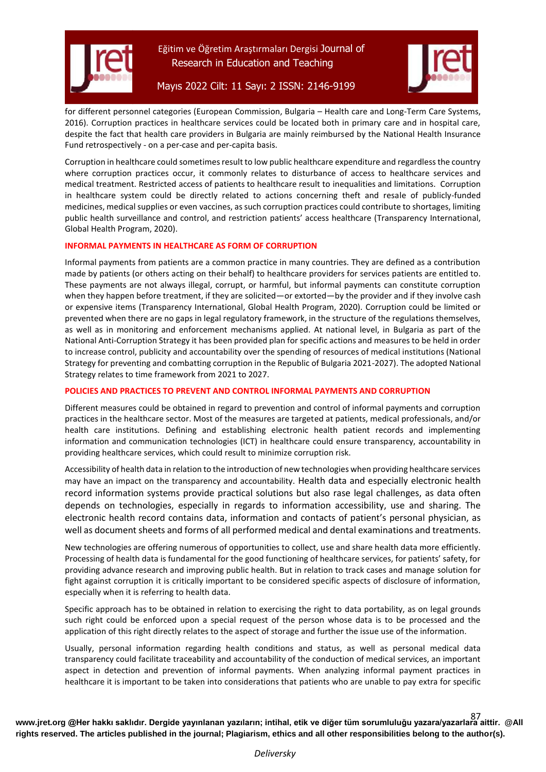for different personnel categories (European Commission, Bulgaria – Health care and Long-Term Care Systems, 2016). Corruption practices in healthcare services could be located both in primary care and in hospital care, despite the fact that health care providers in Bulgaria are mainly reimbursed by the National Health Insurance Fund retrospectively - on a per-case and per-capita basis.

Corruption in healthcare could sometimes result to low public healthcare expenditure and regardless the country where corruption practices occur, it commonly relates to disturbance of access to healthcare services and medical treatment. Restricted access of patients to healthcare result to inequalities and limitations. Corruption in healthcare system could be directly related to actions concerning theft and resale of publicly-funded medicines, medical supplies or even vaccines, as such corruption practices could contribute to shortages, limiting public health surveillance and control, and restriction patients' access healthcare (Transparency International, Global Health Program, 2020).

## INFORMAL PAYMENTS IN HEALTHCARE AS FORM OF CORRUPTION

Informal payments from patients are a common practice in many countries. They are defined as a contribution made by patients (or others acting on their behalf) to healthcare providers for services patients are entitled to. These payments are not always illegal, corrupt, or harmful, but informal payments can constitute corruption when they happen before treatment, if they are solicited—or extorted—by the provider and if they involve cash or expensive items (Transparency International, Global Health Program, 2020). Corruption could be limited or prevented when there are no gaps in legal regulatory framework, in the structure of the regulations themselves, as well as in monitoring and enforcement mechanisms applied. At national level, in Bulgaria as part of the National Anti-Corruption Strategy it has been provided plan for specific actions and measures to be held in order to increase control, publicity and accountability over the spending of resources of medical institutions (National Strategy for preventing and combatting corruption in the Republic of Bulgaria 2021-2027). The adopted National Strategy relates to time framework from 2021 to 2027.

## POLICIES AND PRACTICES TO PREVENT AND CONTROL INFORMAL PAYMENTS AND CORRUPTION

Different measures could be obtained in regard to prevention and control of informal payments and corruption practices in the healthcare sector. Most of the measures are targeted at patients, medical professionals, and/or health care institutions. Defining and establishing electronic health patient records and implementing information and communication technologies (ICT) in healthcare could ensure transparency, accountability in providing healthcare services, which could result to minimize corruption risk.

Accessibility of health data in relation to the introduction of new technologies when providing healthcare services may have an impact on the transparency and accountability. Health data and especially electronic health record information systems provide practical solutions but also rase legal challenges, as data often depends on technologies, especially in regards to information accessibility, use and sharing. The electronic health record contains data, information and contacts of patient's personal physician, as well as document sheets and forms of all performed medical and dental examinations and treatments.

New technologies are offering numerous of opportunities to collect, use and share health data more efficiently. Processing of health data is fundamental for the good functioning of healthcare services, for patients' safety, for providing advance research and improving public health. But in relation to track cases and manage solution for fight against corruption it is critically important to be considered specific aspects of disclosure of information, especially when it is referring to health data.

Specific approach has to be obtained in relation to exercising the right to data portability, as on legal grounds such right could be enforced upon a special request of the person whose data is to be processed and the application of this right directly relates to the aspect of storage and further the issue use of the information.

Usually, personal information regarding health conditions and status, as well as personal medical data transparency could facilitate traceability and accountability of the conduction of medical services, an important aspect in detection and prevention of informal payments. When analyzing informal payment practices in healthcare it is important to be taken into considerations that patients who are unable to pay extra for specific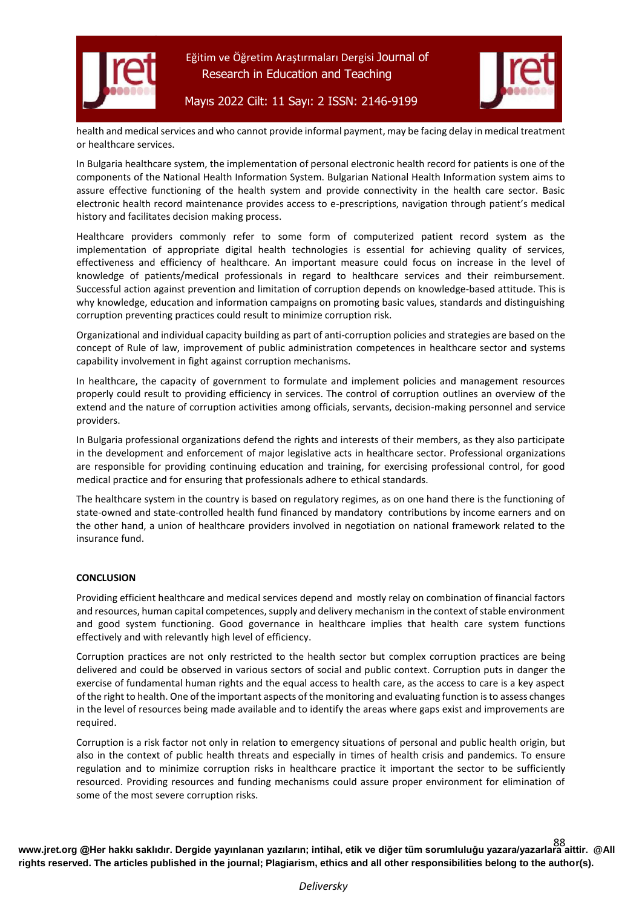health and medical services and who cannot provide informal payment, may be facing delay in medical treatment or healthcare services.

In Bulgaria healthcare system, the implementation of personal electronic health record for patients is one of the components of the National Health Information System. Bulgarian National Health Information system aims to assure effective functioning of the health system and provide connectivity in the health care sector. Basic electronic health record maintenance provides access to e-prescriptions, navigation through patient's medical history and facilitates decision making process.

Healthcare providers commonly refer to some form of computerized patient record system as the implementation of appropriate digital health technologies is essential for achieving quality of services, effectiveness and efficiency of healthcare. An important measure could focus on increase in the level of knowledge of patients/medical professionals in regard to healthcare services and their reimbursement. Successful action against prevention and limitation of corruption depends on knowledge-based attitude. This is why knowledge, education and information campaigns on promoting basic values, standards and distinguishing corruption preventing practices could result to minimize corruption risk.

Organizational and individual capacity building as part of anti-corruption policies and strategies are based on the concept of Rule of law, improvement of public administration competences in healthcare sector and systems capability involvement in fight against corruption mechanisms.

In healthcare, the capacity of government to formulate and implement policies and management resources properly could result to providing efficiency in services. The control of corruption outlines an overview of the extend and the nature of corruption activities among officials, servants, decision-making personnel and service providers.

In Bulgaria professional organizations defend the rights and interests of their members, as they also participate in the development and enforcement of major legislative acts in healthcare sector. Professional organizations are responsible for providing continuing education and training, for exercising professional control, for good medical practice and for ensuring that professionals adhere to ethical standards.

The healthcare system in the country is based on regulatory regimes, as on one hand there is the functioning of state-owned and state-controlled health fund financed by mandatory contributions by income earners and on the other hand, a union of healthcare providers involved in negotiation on national framework related to the insurance fund.

## CONCLUSION

Providing efficient healthcare and medical services depend and mostly relay on combination of financial factors and resources, human capital competences, supply and delivery mechanism in the context of stable environment and good system functioning. Good governance in healthcare implies that health care system functions effectively and with relevantly high level of efficiency.

Corruption practices are not only restricted to the health sector but complex corruption practices are being delivered and could be observed in various sectors of social and public context. Corruption puts in danger the exercise of fundamental human rights and the equal access to health care, as the access to care is a key aspect of the right to health. One of the important aspects of the monitoring and evaluating function is to assess changes in the level of resources being made available and to identify the areas where gaps exist and improvements are required.

Corruption is a risk factor not only in relation to emergency situations of personal and public health origin, but also in the context of public health threats and especially in times of health crisis and pandemics. To ensure regulation and to minimize corruption risks in healthcare practice it important the sector to be sufficiently resourced. Providing resources and funding mechanisms could assure proper environment for elimination of some of the most severe corruption risks.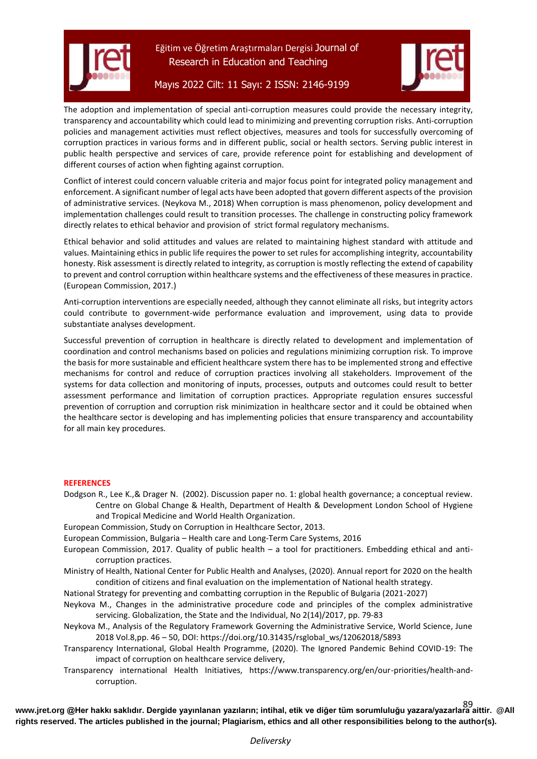The adoption and implementation of special anti-corruption measures could provide the necessary integrity, transparency and accountability which could lead to minimizing and preventing corruption risks. Anti-corruption policies and management activities must reflect objectives, measures and tools for successfully overcoming of corruption practices in various forms and in different public, social or health sectors. Serving public interest in public health perspective and services of care, provide reference point for establishing and development of different courses of action when fighting against corruption.

Conflict of interest could concern valuable criteria and major focus point for integrated policy management and enforcement. A significant number of legal acts have been adopted that govern different aspects of the provision of administrative services. (Neykova M., 2018) When corruption is mass phenomenon, policy development and implementation challenges could result to transition processes. The challenge in constructing policy framework directly relates to ethical behavior and provision of strict formal regulatory mechanisms.

Ethical behavior and solid attitudes and values are related to maintaining highest standard with attitude and values. Maintaining ethics in public life requires the power to set rules for accomplishing integrity, accountability honesty. Risk assessment is directly related to integrity, as corruption is mostly reflecting the extend of capability to prevent and control corruption within healthcare systems and the effectiveness of these measures in practice. (European Commission, 2017.)

Anti-corruption interventions are especially needed, although they cannot eliminate all risks, but integrity actors could contribute to government-wide performance evaluation and improvement, using data to provide substantiate analyses development.

Successful prevention of corruption in healthcare is directly related to development and implementation of coordination and control mechanisms based on policies and regulations minimizing corruption risk. To improve the basis for more sustainable and efficient healthcare system there has to be implemented strong and effective mechanisms for control and reduce of corruption practices involving all stakeholders. Improvement of the systems for data collection and monitoring of inputs, processes, outputs and outcomes could result to better assessment performance and limitation of corruption practices. Appropriate regulation ensures successful prevention of corruption and corruption risk minimization in healthcare sector and it could be obtained when the healthcare sector is developing and has implementing policies that ensure transparency and accountability for all main key procedures.

## REFERENCES

Dodgson R., Lee K.,& Drager N. (2002). Discussion paper no. 1: global health governance; a conceptual review. Centre on Global Change & Health, Department of Health & Development London School of Hygiene and Tropical Medicine and World Health Organization.

European Commission, Study on Corruption in Healthcare Sector, 2013.

European Commission, Bulgaria – Health care and Long-Term Care Systems, 2016

European Commission, 2017. Quality of public health – a tool for practitioners. Embedding ethical and anti-corruption practices.

Ministry of Health, National Center for Public Health and Analyses, (2020). Annual report for 2020 on the health condition of citizens and final evaluation on the implementation of National health strategy.

National Strategy for preventing and combatting corruption in the Republic of Bulgaria (2021-2027)

Neykova M., Changes in the administrative procedure code and principles of the complex administrative servicing. Globalization, the State and the Individual, No 2(14)/2017, pp. 79-83

Neykova M., Analysis of the Regulatory Framework Governing the Administrative Service, World Science, June 2018 Vol.8,pp. 46 – 50, DOI: https://doi.org/10.31435/rsglobal_ws/12062018/5893

Transparency International, Global Health Programme, (2020). The Ignored Pandemic Behind COVID-19: The impact of corruption on healthcare service delivery,

Transparency international Health Initiatives, https://www.transparency.org/en/our-priorities/health-and-corruption.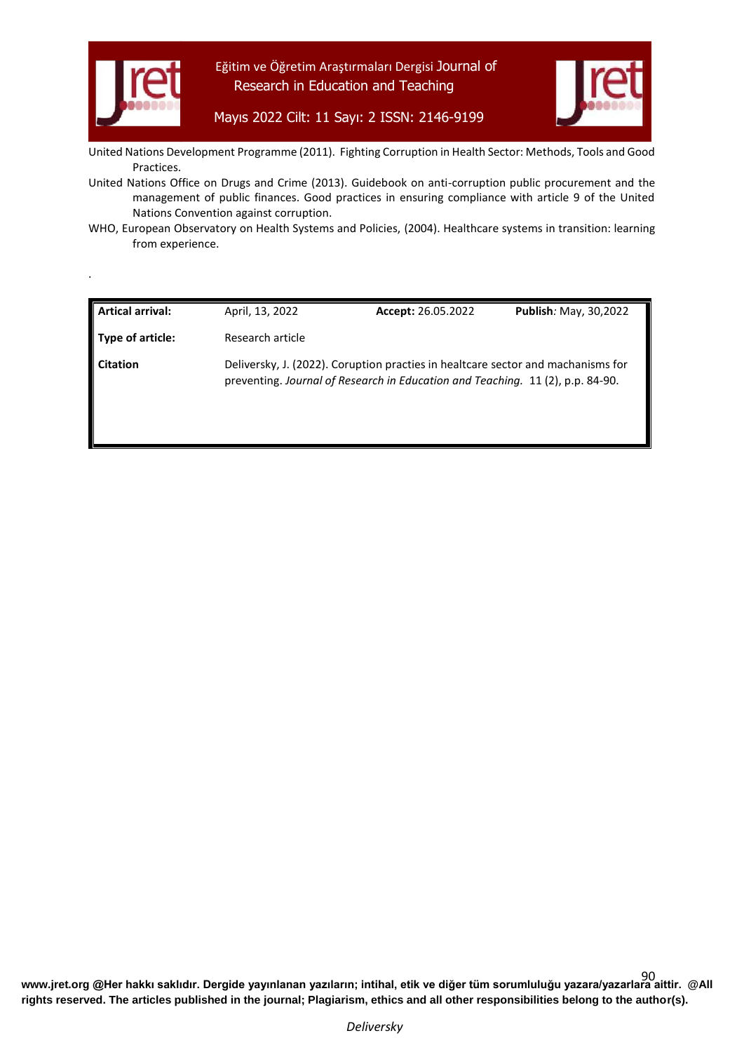United Nations Development Programme (2011). Fighting Corruption in Health Sector: Methods, Tools and Good Practices.

United Nations Office on Drugs and Crime (2013). Guidebook on anti-corruption public procurement and the management of public finances. Good practices in ensuring compliance with article 9 of the United Nations Convention against corruption.

WHO, European Observatory on Health Systems and Policies, (2004). Healthcare systems in transition: learning from experience.

.

| | | | |
|---|---|---|---|
| **Artical arrival:** | April, 13, 2022 | **Accept:** 26.05.2022 | **Publish***:* May, 30,2022 |
| **Type of article:** | Research article | | |
| **Citation** | Deliversky, J. (2022). Coruption practies in healtcare sector and machanisms for preventing. *Journal of Research in Education and Teaching.* 11 (2), p.p. 84-90. | | |